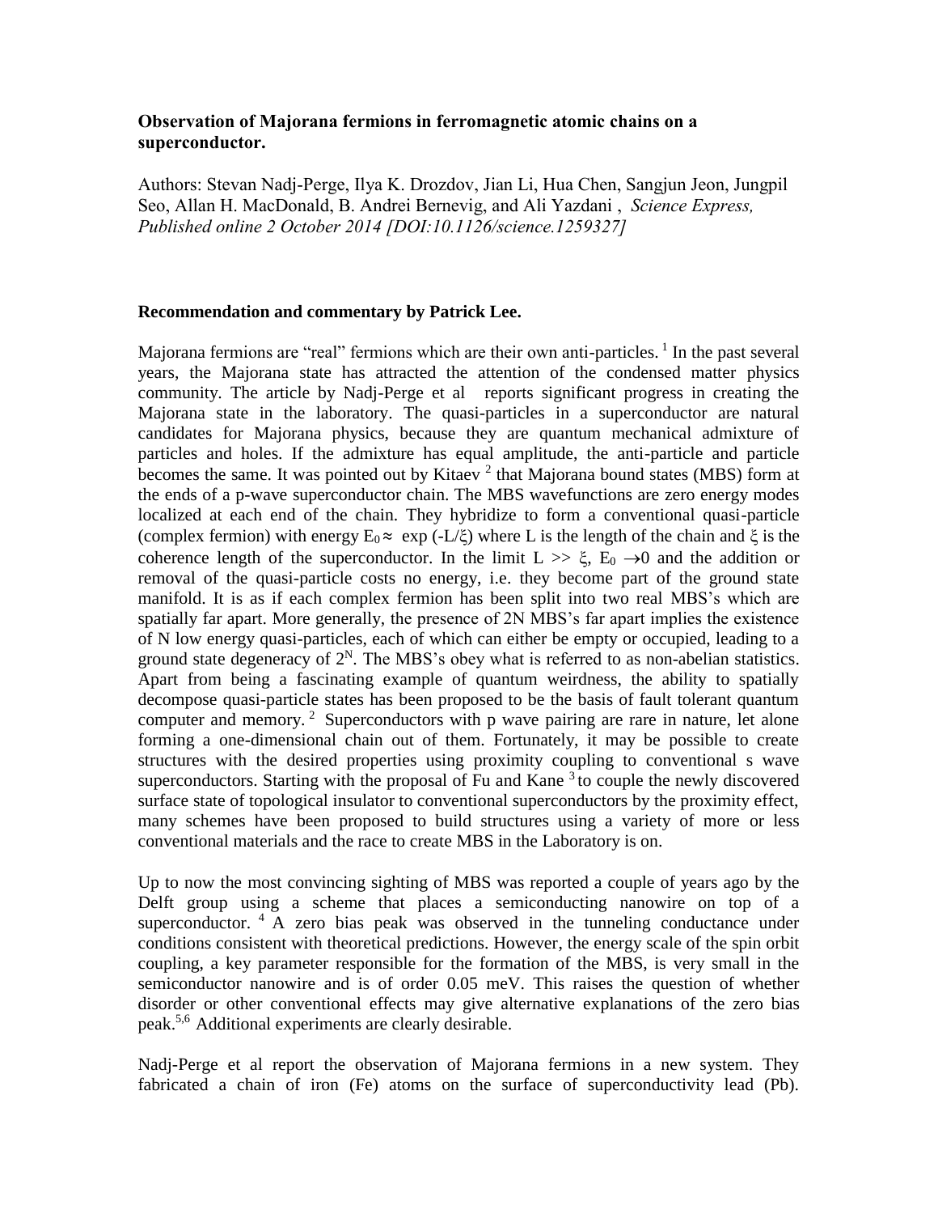**Observation of Majorana fermions in ferromagnetic atomic chains on a superconductor.**

Authors: Stevan Nadj-Perge, Ilya K. Drozdov, Jian Li, Hua Chen, Sangjun Jeon, Jungpil Seo, Allan H. MacDonald, B. Andrei Bernevig, and Ali Yazdani , *Science Express, Published online 2 October 2014 [DOI:10.1126/science.1259327]*

**Recommendation and commentary by Patrick Lee.**

Majorana fermions are "real" fermions which are their own anti-particles. [1] In the past several years, the Majorana state has attracted the attention of the condensed matter physics community. The article by Nadj-Perge et al reports significant progress in creating the Majorana state in the laboratory. The quasi-particles in a superconductor are natural candidates for Majorana physics, because they are quantum mechanical admixture of particles and holes. If the admixture has equal amplitude, the anti-particle and particle becomes the same. It was pointed out by Kitaev [2] that Majorana bound states (MBS) form at the ends of a p-wave superconductor chain. The MBS wavefunctions are zero energy modes localized at each end of the chain. They hybridize to form a conventional quasi-particle (complex fermion) with energy $E_0 \approx \exp(-L/\xi)$ where L is the length of the chain and $\xi$ is the coherence length of the superconductor. In the limit $L >> \xi$, $E_0 \rightarrow 0$ and the addition or removal of the quasi-particle costs no energy, i.e. they become part of the ground state manifold. It is as if each complex fermion has been split into two real MBS's which are spatially far apart. More generally, the presence of 2N MBS's far apart implies the existence of N low energy quasi-particles, each of which can either be empty or occupied, leading to a ground state degeneracy of $2^N$. The MBS's obey what is referred to as non-abelian statistics. Apart from being a fascinating example of quantum weirdness, the ability to spatially decompose quasi-particle states has been proposed to be the basis of fault tolerant quantum computer and memory. [2] Superconductors with p wave pairing are rare in nature, let alone forming a one-dimensional chain out of them. Fortunately, it may be possible to create structures with the desired properties using proximity coupling to conventional s wave superconductors. Starting with the proposal of Fu and Kane [3] to couple the newly discovered surface state of topological insulator to conventional superconductors by the proximity effect, many schemes have been proposed to build structures using a variety of more or less conventional materials and the race to create MBS in the Laboratory is on.

Up to now the most convincing sighting of MBS was reported a couple of years ago by the Delft group using a scheme that places a semiconducting nanowire on top of a superconductor. [4] A zero bias peak was observed in the tunneling conductance under conditions consistent with theoretical predictions. However, the energy scale of the spin orbit coupling, a key parameter responsible for the formation of the MBS, is very small in the semiconductor nanowire and is of order 0.05 meV. This raises the question of whether disorder or other conventional effects may give alternative explanations of the zero bias peak.[5,6] Additional experiments are clearly desirable.

Nadj-Perge et al report the observation of Majorana fermions in a new system. They fabricated a chain of iron (Fe) atoms on the surface of superconductivity lead (Pb).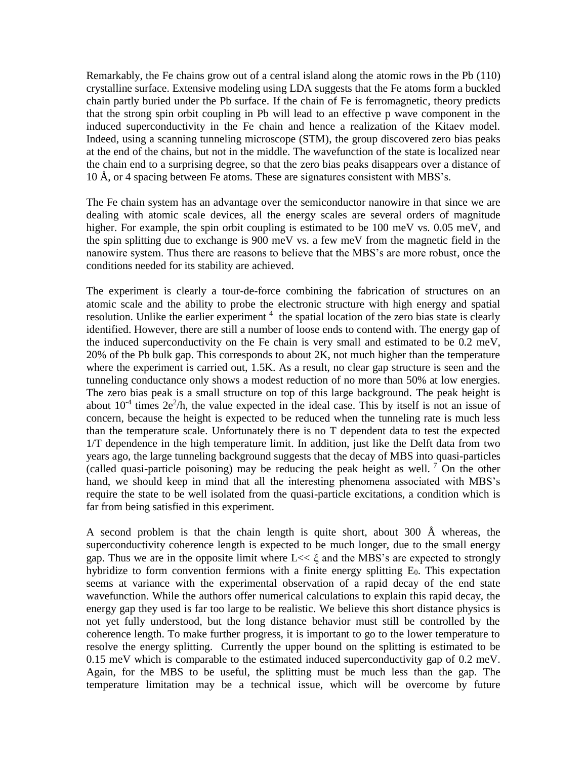Remarkably, the Fe chains grow out of a central island along the atomic rows in the Pb (110) crystalline surface. Extensive modeling using LDA suggests that the Fe atoms form a buckled chain partly buried under the Pb surface. If the chain of Fe is ferromagnetic, theory predicts that the strong spin orbit coupling in Pb will lead to an effective p wave component in the induced superconductivity in the Fe chain and hence a realization of the Kitaev model. Indeed, using a scanning tunneling microscope (STM), the group discovered zero bias peaks at the end of the chains, but not in the middle. The wavefunction of the state is localized near the chain end to a surprising degree, so that the zero bias peaks disappears over a distance of 10 Å, or 4 spacing between Fe atoms. These are signatures consistent with MBS's.

The Fe chain system has an advantage over the semiconductor nanowire in that since we are dealing with atomic scale devices, all the energy scales are several orders of magnitude higher. For example, the spin orbit coupling is estimated to be 100 meV vs. 0.05 meV, and the spin splitting due to exchange is 900 meV vs. a few meV from the magnetic field in the nanowire system. Thus there are reasons to believe that the MBS's are more robust, once the conditions needed for its stability are achieved.

The experiment is clearly a tour-de-force combining the fabrication of structures on an atomic scale and the ability to probe the electronic structure with high energy and spatial resolution. Unlike the earlier experiment [4] the spatial location of the zero bias state is clearly identified. However, there are still a number of loose ends to contend with. The energy gap of the induced superconductivity on the Fe chain is very small and estimated to be 0.2 meV, 20% of the Pb bulk gap. This corresponds to about 2K, not much higher than the temperature where the experiment is carried out, 1.5K. As a result, no clear gap structure is seen and the tunneling conductance only shows a modest reduction of no more than 50% at low energies. The zero bias peak is a small structure on top of this large background. The peak height is about $10^{-4}$ times $2e^2/h$, the value expected in the ideal case. This by itself is not an issue of concern, because the height is expected to be reduced when the tunneling rate is much less than the temperature scale. Unfortunately there is no T dependent data to test the expected 1/T dependence in the high temperature limit. In addition, just like the Delft data from two years ago, the large tunneling background suggests that the decay of MBS into quasi-particles (called quasi-particle poisoning) may be reducing the peak height as well. [7] On the other hand, we should keep in mind that all the interesting phenomena associated with MBS's require the state to be well isolated from the quasi-particle excitations, a condition which is far from being satisfied in this experiment.

A second problem is that the chain length is quite short, about 300 Å whereas, the superconductivity coherence length is expected to be much longer, due to the small energy gap. Thus we are in the opposite limit where $L \ll \xi$ and the MBS's are expected to strongly hybridize to form convention fermions with a finite energy splitting $E_0$. This expectation seems at variance with the experimental observation of a rapid decay of the end state wavefunction. While the authors offer numerical calculations to explain this rapid decay, the energy gap they used is far too large to be realistic. We believe this short distance physics is not yet fully understood, but the long distance behavior must still be controlled by the coherence length. To make further progress, it is important to go to the lower temperature to resolve the energy splitting. Currently the upper bound on the splitting is estimated to be 0.15 meV which is comparable to the estimated induced superconductivity gap of 0.2 meV. Again, for the MBS to be useful, the splitting must be much less than the gap. The temperature limitation may be a technical issue, which will be overcome by future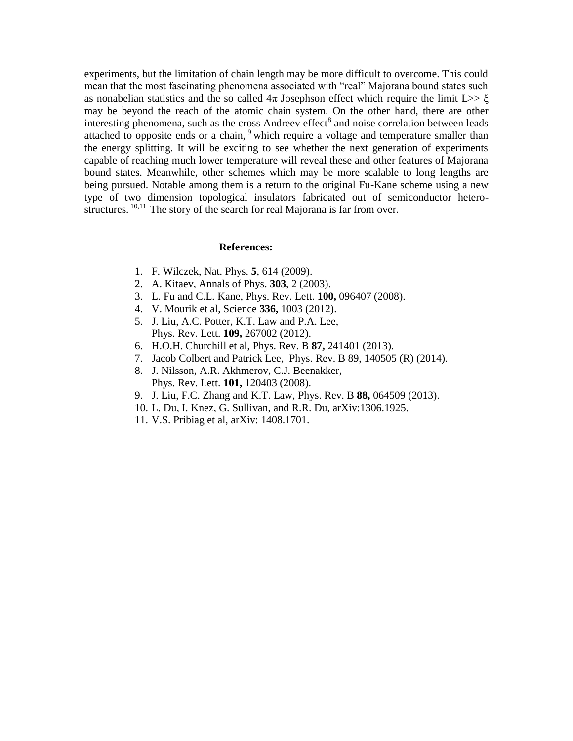experiments, but the limitation of chain length may be more difficult to overcome. This could mean that the most fascinating phenomena associated with "real" Majorana bound states such as nonabelian statistics and the so called $4\pi$ Josephson effect which require the limit $L \gg \xi$ may be beyond the reach of the atomic chain system. On the other hand, there are other interesting phenomena, such as the cross Andreev effect[8] and noise correlation between leads attached to opposite ends or a chain,[9] which require a voltage and temperature smaller than the energy splitting. It will be exciting to see whether the next generation of experiments capable of reaching much lower temperature will reveal these and other features of Majorana bound states. Meanwhile, other schemes which may be more scalable to long lengths are being pursued. Notable among them is a return to the original Fu-Kane scheme using a new type of two dimension topological insulators fabricated out of semiconductor hetero-structures.[10,11] The story of the search for real Majorana is far from over.

**References:**

1. F. Wilczek, Nat. Phys. **5**, 614 (2009).
2. A. Kitaev, Annals of Phys. **303**, 2 (2003).
3. L. Fu and C.L. Kane, Phys. Rev. Lett. **100,** 096407 (2008).
4. V. Mourik et al, Science **336,** 1003 (2012).
5. J. Liu, A.C. Potter, K.T. Law and P.A. Lee, Phys. Rev. Lett. **109,** 267002 (2012).
6. H.O.H. Churchill et al, Phys. Rev. B **87,** 241401 (2013).
7. Jacob Colbert and Patrick Lee, Phys. Rev. B 89, 140505 (R) (2014).
8. J. Nilsson, A.R. Akhmerov, C.J. Beenakker, Phys. Rev. Lett. **101,** 120403 (2008).
9. J. Liu, F.C. Zhang and K.T. Law, Phys. Rev. B **88,** 064509 (2013).
10. L. Du, I. Knez, G. Sullivan, and R.R. Du, arXiv:1306.1925.
11. V.S. Pribiag et al, arXiv: 1408.1701.